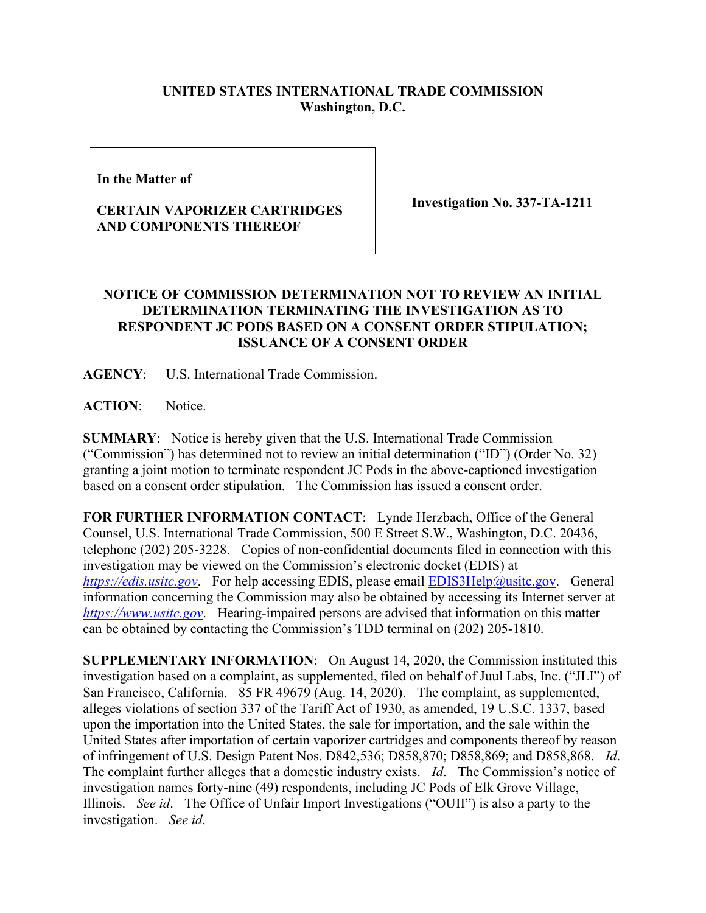**UNITED STATES INTERNATIONAL TRADE COMMISSION**
**Washington, D.C.**

| | |
|---|---|
| **In the Matter of**<br><br>**CERTAIN VAPORIZER CARTRIDGES AND COMPONENTS THEREOF** | **Investigation No. 337-TA-1211** |

**NOTICE OF COMMISSION DETERMINATION NOT TO REVIEW AN INITIAL DETERMINATION TERMINATING THE INVESTIGATION AS TO RESPONDENT JC PODS BASED ON A CONSENT ORDER STIPULATION; ISSUANCE OF A CONSENT ORDER**

**AGENCY**: U.S. International Trade Commission.

**ACTION**: Notice.

**SUMMARY**: Notice is hereby given that the U.S. International Trade Commission ("Commission") has determined not to review an initial determination ("ID") (Order No. 32) granting a joint motion to terminate respondent JC Pods in the above-captioned investigation based on a consent order stipulation. The Commission has issued a consent order.

**FOR FURTHER INFORMATION CONTACT**: Lynde Herzbach, Office of the General Counsel, U.S. International Trade Commission, 500 E Street S.W., Washington, D.C. 20436, telephone (202) 205-3228. Copies of non-confidential documents filed in connection with this investigation may be viewed on the Commission's electronic docket (EDIS) at *https://edis.usitc.gov*. For help accessing EDIS, please email EDIS3Help@usitc.gov. General information concerning the Commission may also be obtained by accessing its Internet server at *https://www.usitc.gov*. Hearing-impaired persons are advised that information on this matter can be obtained by contacting the Commission's TDD terminal on (202) 205-1810.

**SUPPLEMENTARY INFORMATION**: On August 14, 2020, the Commission instituted this investigation based on a complaint, as supplemented, filed on behalf of Juul Labs, Inc. ("JLI") of San Francisco, California. 85 FR 49679 (Aug. 14, 2020). The complaint, as supplemented, alleges violations of section 337 of the Tariff Act of 1930, as amended, 19 U.S.C. 1337, based upon the importation into the United States, the sale for importation, and the sale within the United States after importation of certain vaporizer cartridges and components thereof by reason of infringement of U.S. Design Patent Nos. D842,536; D858,870; D858,869; and D858,868. *Id*. The complaint further alleges that a domestic industry exists. *Id*. The Commission's notice of investigation names forty-nine (49) respondents, including JC Pods of Elk Grove Village, Illinois. *See id*. The Office of Unfair Import Investigations ("OUII") is also a party to the investigation. *See id*.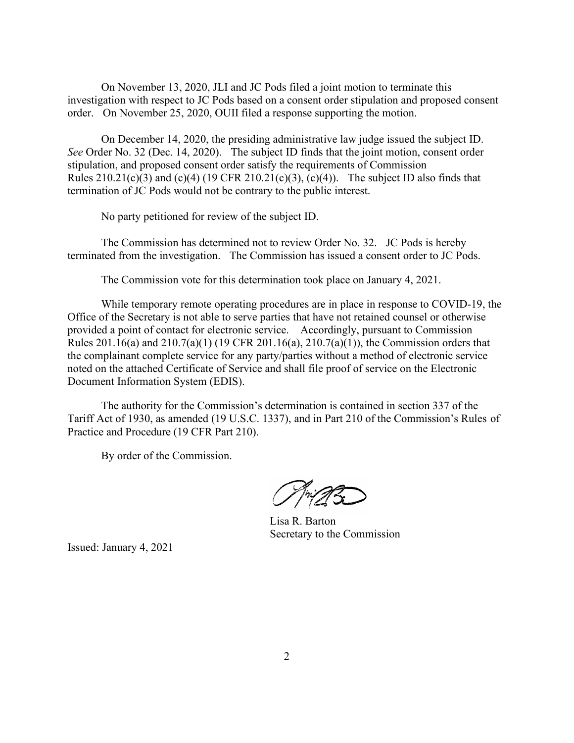On November 13, 2020, JLI and JC Pods filed a joint motion to terminate this investigation with respect to JC Pods based on a consent order stipulation and proposed consent order. On November 25, 2020, OUII filed a response supporting the motion.

On December 14, 2020, the presiding administrative law judge issued the subject ID. *See* Order No. 32 (Dec. 14, 2020). The subject ID finds that the joint motion, consent order stipulation, and proposed consent order satisfy the requirements of Commission Rules 210.21(c)(3) and (c)(4) (19 CFR 210.21(c)(3), (c)(4)). The subject ID also finds that termination of JC Pods would not be contrary to the public interest.

No party petitioned for review of the subject ID.

The Commission has determined not to review Order No. 32. JC Pods is hereby terminated from the investigation. The Commission has issued a consent order to JC Pods.

The Commission vote for this determination took place on January 4, 2021.

While temporary remote operating procedures are in place in response to COVID-19, the Office of the Secretary is not able to serve parties that have not retained counsel or otherwise provided a point of contact for electronic service. Accordingly, pursuant to Commission Rules 201.16(a) and 210.7(a)(1) (19 CFR 201.16(a), 210.7(a)(1)), the Commission orders that the complainant complete service for any party/parties without a method of electronic service noted on the attached Certificate of Service and shall file proof of service on the Electronic Document Information System (EDIS).

The authority for the Commission's determination is contained in section 337 of the Tariff Act of 1930, as amended (19 U.S.C. 1337), and in Part 210 of the Commission's Rules of Practice and Procedure (19 CFR Part 210).

By order of the Commission.

Lisa R. Barton
Secretary to the Commission

Issued: January 4, 2021